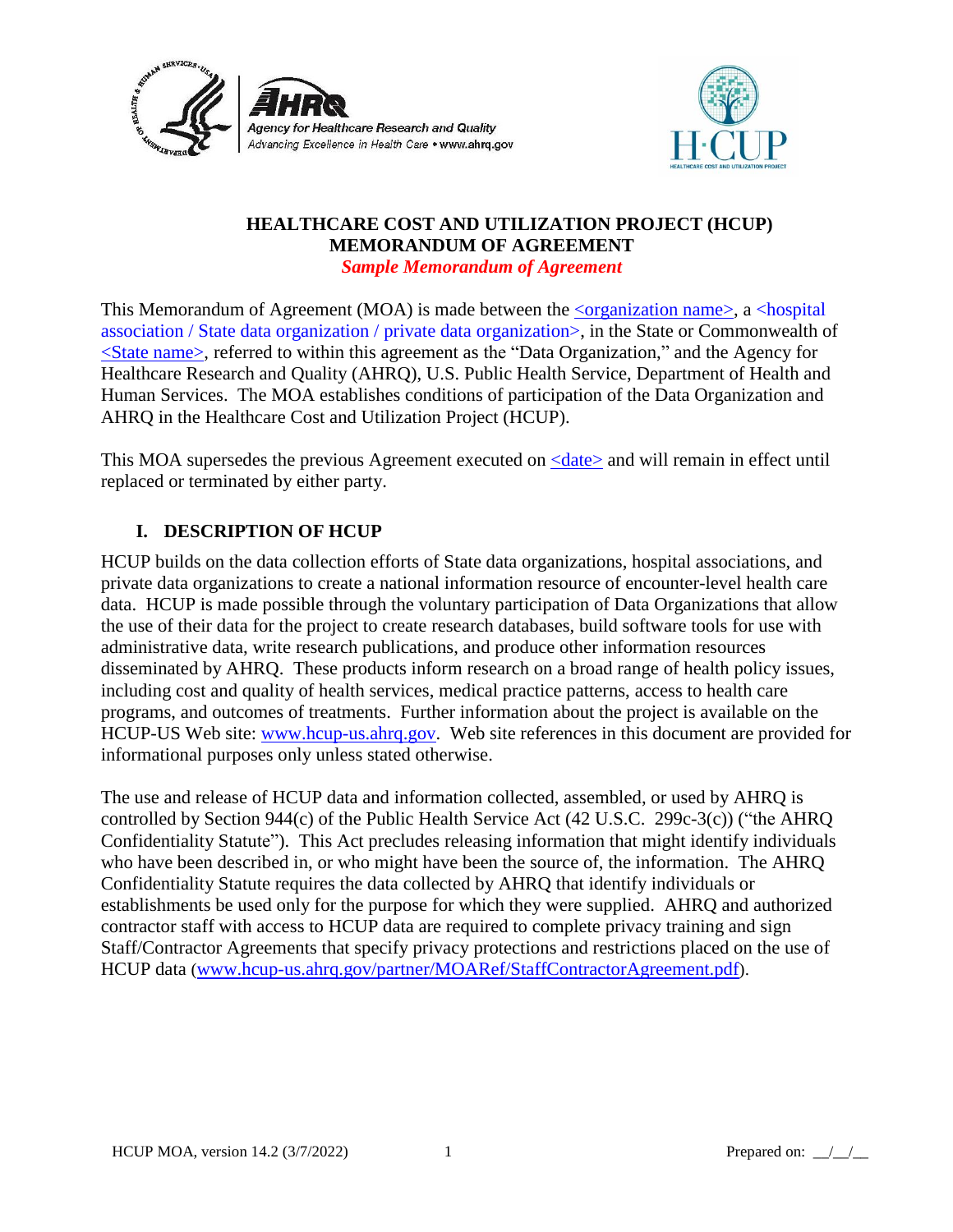# HEALTHCARE COST AND UTILIZATION PROJECT (HCUP) MEMORANDUM OF AGREEMENT

*Sample Memorandum of Agreement*

This Memorandum of Agreement (MOA) is made between the <organization name>, a <hospital association / State data organization / private data organization>, in the State or Commonwealth of <State name>, referred to within this agreement as the "Data Organization," and the Agency for Healthcare Research and Quality (AHRQ), U.S. Public Health Service, Department of Health and Human Services. The MOA establishes conditions of participation of the Data Organization and AHRQ in the Healthcare Cost and Utilization Project (HCUP).

This MOA supersedes the previous Agreement executed on <date> and will remain in effect until replaced or terminated by either party.

## I. DESCRIPTION OF HCUP

HCUP builds on the data collection efforts of State data organizations, hospital associations, and private data organizations to create a national information resource of encounter-level health care data. HCUP is made possible through the voluntary participation of Data Organizations that allow the use of their data for the project to create research databases, build software tools for use with administrative data, write research publications, and produce other information resources disseminated by AHRQ. These products inform research on a broad range of health policy issues, including cost and quality of health services, medical practice patterns, access to health care programs, and outcomes of treatments. Further information about the project is available on the HCUP-US Web site: www.hcup-us.ahrq.gov. Web site references in this document are provided for informational purposes only unless stated otherwise.

The use and release of HCUP data and information collected, assembled, or used by AHRQ is controlled by Section 944(c) of the Public Health Service Act (42 U.S.C. 299c-3(c)) ("the AHRQ Confidentiality Statute"). This Act precludes releasing information that might identify individuals who have been described in, or who might have been the source of, the information. The AHRQ Confidentiality Statute requires the data collected by AHRQ that identify individuals or establishments be used only for the purpose for which they were supplied. AHRQ and authorized contractor staff with access to HCUP data are required to complete privacy training and sign Staff/Contractor Agreements that specify privacy protections and restrictions placed on the use of HCUP data (www.hcup-us.ahrq.gov/partner/MOARef/StaffContractorAgreement.pdf).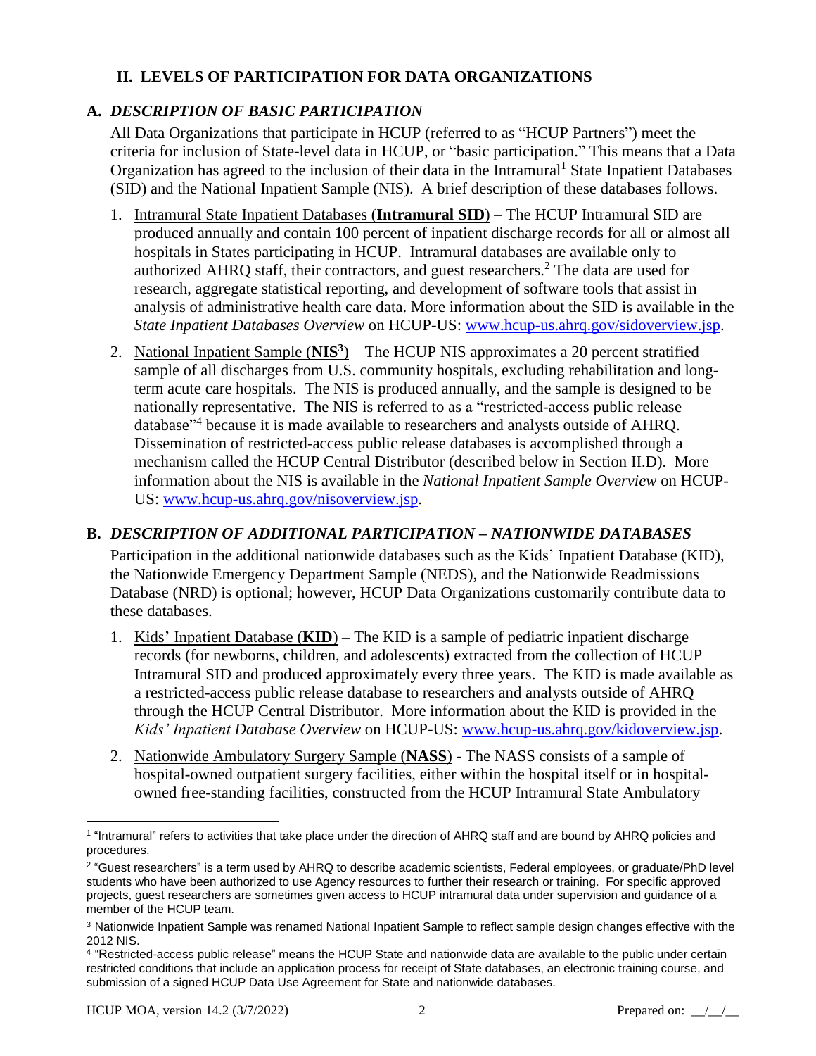## II. LEVELS OF PARTICIPATION FOR DATA ORGANIZATIONS

### A. *DESCRIPTION OF BASIC PARTICIPATION*

All Data Organizations that participate in HCUP (referred to as "HCUP Partners") meet the criteria for inclusion of State-level data in HCUP, or "basic participation." This means that a Data Organization has agreed to the inclusion of their data in the Intramural[1] State Inpatient Databases (SID) and the National Inpatient Sample (NIS). A brief description of these databases follows.

1. Intramural State Inpatient Databases (**Intramural SID**) – The HCUP Intramural SID are produced annually and contain 100 percent of inpatient discharge records for all or almost all hospitals in States participating in HCUP. Intramural databases are available only to authorized AHRQ staff, their contractors, and guest researchers.[2] The data are used for research, aggregate statistical reporting, and development of software tools that assist in analysis of administrative health care data. More information about the SID is available in the *State Inpatient Databases Overview* on HCUP-US: www.hcup-us.ahrq.gov/sidoverview.jsp.

2. National Inpatient Sample (**NIS**[3]) – The HCUP NIS approximates a 20 percent stratified sample of all discharges from U.S. community hospitals, excluding rehabilitation and long-term acute care hospitals. The NIS is produced annually, and the sample is designed to be nationally representative. The NIS is referred to as a "restricted-access public release database"[4] because it is made available to researchers and analysts outside of AHRQ. Dissemination of restricted-access public release databases is accomplished through a mechanism called the HCUP Central Distributor (described below in Section II.D). More information about the NIS is available in the *National Inpatient Sample Overview* on HCUP-US: www.hcup-us.ahrq.gov/nisoverview.jsp.

### B. *DESCRIPTION OF ADDITIONAL PARTICIPATION – NATIONWIDE DATABASES*

Participation in the additional nationwide databases such as the Kids' Inpatient Database (KID), the Nationwide Emergency Department Sample (NEDS), and the Nationwide Readmissions Database (NRD) is optional; however, HCUP Data Organizations customarily contribute data to these databases.

1. Kids' Inpatient Database (**KID**) – The KID is a sample of pediatric inpatient discharge records (for newborns, children, and adolescents) extracted from the collection of HCUP Intramural SID and produced approximately every three years. The KID is made available as a restricted-access public release database to researchers and analysts outside of AHRQ through the HCUP Central Distributor. More information about the KID is provided in the *Kids' Inpatient Database Overview* on HCUP-US: www.hcup-us.ahrq.gov/kidoverview.jsp.

2. Nationwide Ambulatory Surgery Sample (**NASS**) - The NASS consists of a sample of hospital-owned outpatient surgery facilities, either within the hospital itself or in hospital-owned free-standing facilities, constructed from the HCUP Intramural State Ambulatory

---

[1] "Intramural" refers to activities that take place under the direction of AHRQ staff and are bound by AHRQ policies and procedures.

[2] "Guest researchers" is a term used by AHRQ to describe academic scientists, Federal employees, or graduate/PhD level students who have been authorized to use Agency resources to further their research or training. For specific approved projects, guest researchers are sometimes given access to HCUP intramural data under supervision and guidance of a member of the HCUP team.

[3] Nationwide Inpatient Sample was renamed National Inpatient Sample to reflect sample design changes effective with the 2012 NIS.

[4] "Restricted-access public release" means the HCUP State and nationwide data are available to the public under certain restricted conditions that include an application process for receipt of State databases, an electronic training course, and submission of a signed HCUP Data Use Agreement for State and nationwide databases.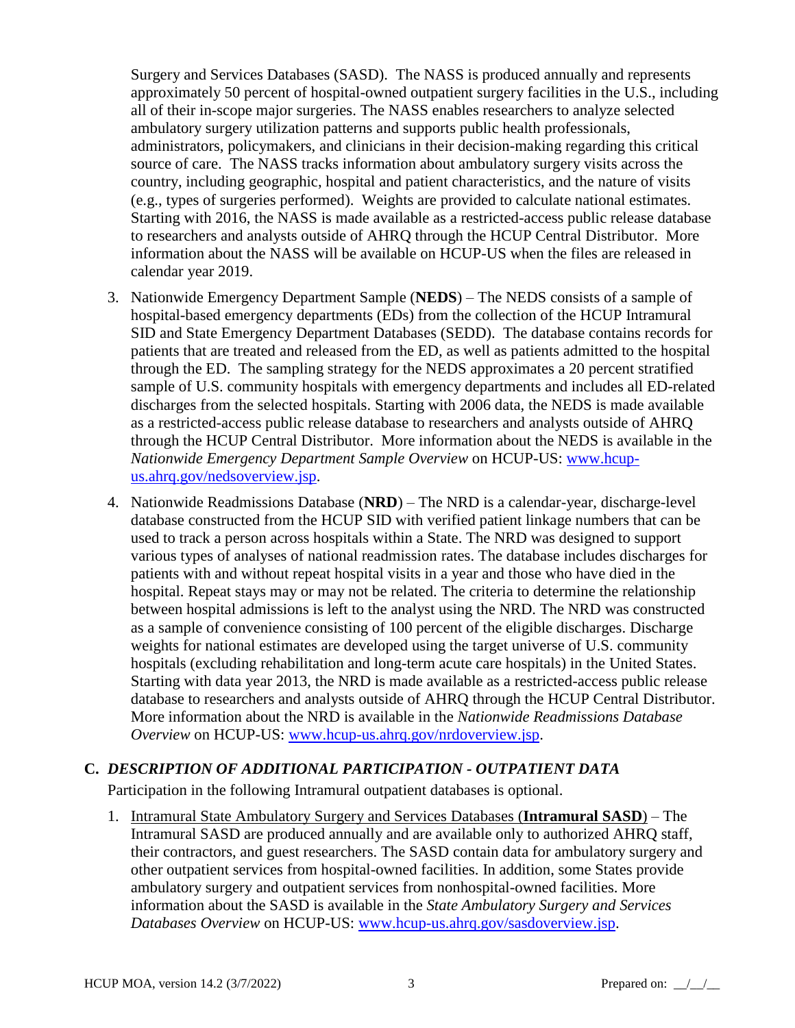Surgery and Services Databases (SASD). The NASS is produced annually and represents approximately 50 percent of hospital-owned outpatient surgery facilities in the U.S., including all of their in-scope major surgeries. The NASS enables researchers to analyze selected ambulatory surgery utilization patterns and supports public health professionals, administrators, policymakers, and clinicians in their decision-making regarding this critical source of care. The NASS tracks information about ambulatory surgery visits across the country, including geographic, hospital and patient characteristics, and the nature of visits (e.g., types of surgeries performed). Weights are provided to calculate national estimates. Starting with 2016, the NASS is made available as a restricted-access public release database to researchers and analysts outside of AHRQ through the HCUP Central Distributor. More information about the NASS will be available on HCUP-US when the files are released in calendar year 2019.

3. Nationwide Emergency Department Sample (**NEDS**) – The NEDS consists of a sample of hospital-based emergency departments (EDs) from the collection of the HCUP Intramural SID and State Emergency Department Databases (SEDD). The database contains records for patients that are treated and released from the ED, as well as patients admitted to the hospital through the ED. The sampling strategy for the NEDS approximates a 20 percent stratified sample of U.S. community hospitals with emergency departments and includes all ED-related discharges from the selected hospitals. Starting with 2006 data, the NEDS is made available as a restricted-access public release database to researchers and analysts outside of AHRQ through the HCUP Central Distributor. More information about the NEDS is available in the *Nationwide Emergency Department Sample Overview* on HCUP-US: [www.hcup-us.ahrq.gov/nedsoverview.jsp](www.hcup-us.ahrq.gov/nedsoverview.jsp).

4. Nationwide Readmissions Database (**NRD**) – The NRD is a calendar-year, discharge-level database constructed from the HCUP SID with verified patient linkage numbers that can be used to track a person across hospitals within a State. The NRD was designed to support various types of analyses of national readmission rates. The database includes discharges for patients with and without repeat hospital visits in a year and those who have died in the hospital. Repeat stays may or may not be related. The criteria to determine the relationship between hospital admissions is left to the analyst using the NRD. The NRD was constructed as a sample of convenience consisting of 100 percent of the eligible discharges. Discharge weights for national estimates are developed using the target universe of U.S. community hospitals (excluding rehabilitation and long-term acute care hospitals) in the United States. Starting with data year 2013, the NRD is made available as a restricted-access public release database to researchers and analysts outside of AHRQ through the HCUP Central Distributor. More information about the NRD is available in the *Nationwide Readmissions Database Overview* on HCUP-US: [www.hcup-us.ahrq.gov/nrdoverview.jsp](www.hcup-us.ahrq.gov/nrdoverview.jsp).

## C. *DESCRIPTION OF ADDITIONAL PARTICIPATION - OUTPATIENT DATA*

Participation in the following Intramural outpatient databases is optional.

1. Intramural State Ambulatory Surgery and Services Databases (**Intramural SASD**) – The Intramural SASD are produced annually and are available only to authorized AHRQ staff, their contractors, and guest researchers. The SASD contain data for ambulatory surgery and other outpatient services from hospital-owned facilities. In addition, some States provide ambulatory surgery and outpatient services from nonhospital-owned facilities. More information about the SASD is available in the *State Ambulatory Surgery and Services Databases Overview* on HCUP-US: [www.hcup-us.ahrq.gov/sasdoverview.jsp](www.hcup-us.ahrq.gov/sasdoverview.jsp).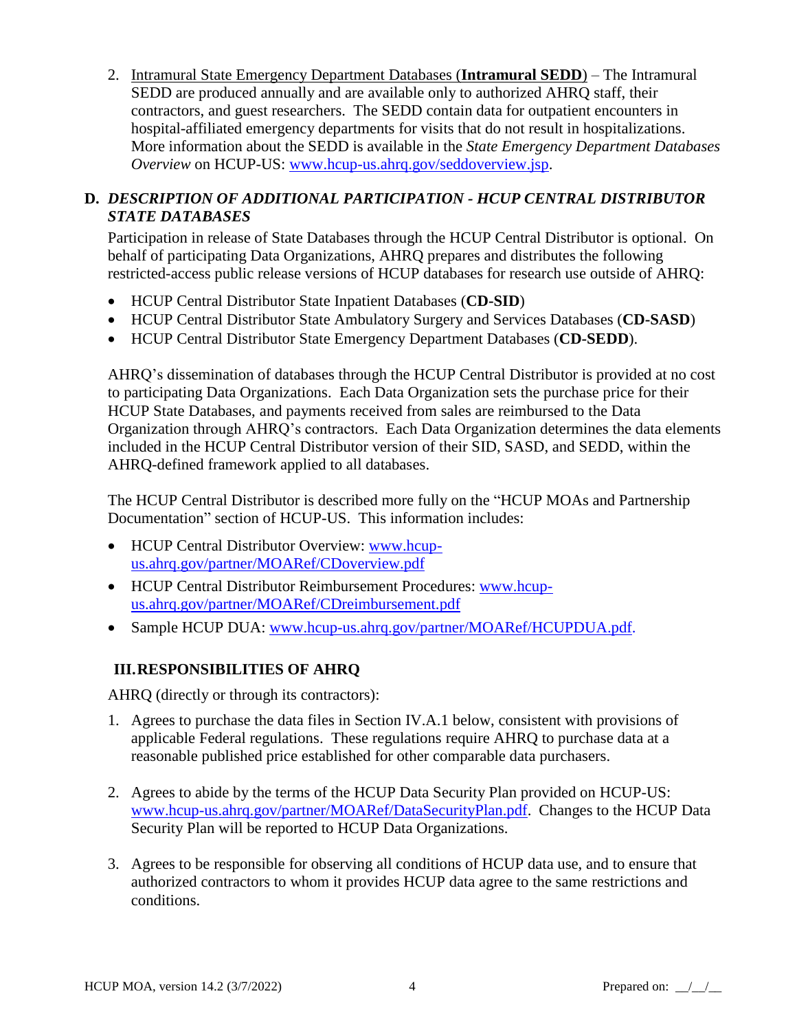2. Intramural State Emergency Department Databases (**Intramural SEDD**) – The Intramural SEDD are produced annually and are available only to authorized AHRQ staff, their contractors, and guest researchers. The SEDD contain data for outpatient encounters in hospital-affiliated emergency departments for visits that do not result in hospitalizations. More information about the SEDD is available in the *State Emergency Department Databases Overview* on HCUP-US: www.hcup-us.ahrq.gov/seddoverview.jsp.

### D. *DESCRIPTION OF ADDITIONAL PARTICIPATION - HCUP CENTRAL DISTRIBUTOR STATE DATABASES*

Participation in release of State Databases through the HCUP Central Distributor is optional. On behalf of participating Data Organizations, AHRQ prepares and distributes the following restricted-access public release versions of HCUP databases for research use outside of AHRQ:

- HCUP Central Distributor State Inpatient Databases (**CD-SID**)
- HCUP Central Distributor State Ambulatory Surgery and Services Databases (**CD-SASD**)
- HCUP Central Distributor State Emergency Department Databases (**CD-SEDD**).

AHRQ's dissemination of databases through the HCUP Central Distributor is provided at no cost to participating Data Organizations. Each Data Organization sets the purchase price for their HCUP State Databases, and payments received from sales are reimbursed to the Data Organization through AHRQ's contractors. Each Data Organization determines the data elements included in the HCUP Central Distributor version of their SID, SASD, and SEDD, within the AHRQ-defined framework applied to all databases.

The HCUP Central Distributor is described more fully on the "HCUP MOAs and Partnership Documentation" section of HCUP-US. This information includes:

- HCUP Central Distributor Overview: www.hcup-us.ahrq.gov/partner/MOARef/CDoverview.pdf
- HCUP Central Distributor Reimbursement Procedures: www.hcup-us.ahrq.gov/partner/MOARef/CDreimbursement.pdf
- Sample HCUP DUA: www.hcup-us.ahrq.gov/partner/MOARef/HCUPDUA.pdf.

## III. RESPONSIBILITIES OF AHRQ

AHRQ (directly or through its contractors):

1. Agrees to purchase the data files in Section IV.A.1 below, consistent with provisions of applicable Federal regulations. These regulations require AHRQ to purchase data at a reasonable published price established for other comparable data purchasers.

2. Agrees to abide by the terms of the HCUP Data Security Plan provided on HCUP-US: www.hcup-us.ahrq.gov/partner/MOARef/DataSecurityPlan.pdf. Changes to the HCUP Data Security Plan will be reported to HCUP Data Organizations.

3. Agrees to be responsible for observing all conditions of HCUP data use, and to ensure that authorized contractors to whom it provides HCUP data agree to the same restrictions and conditions.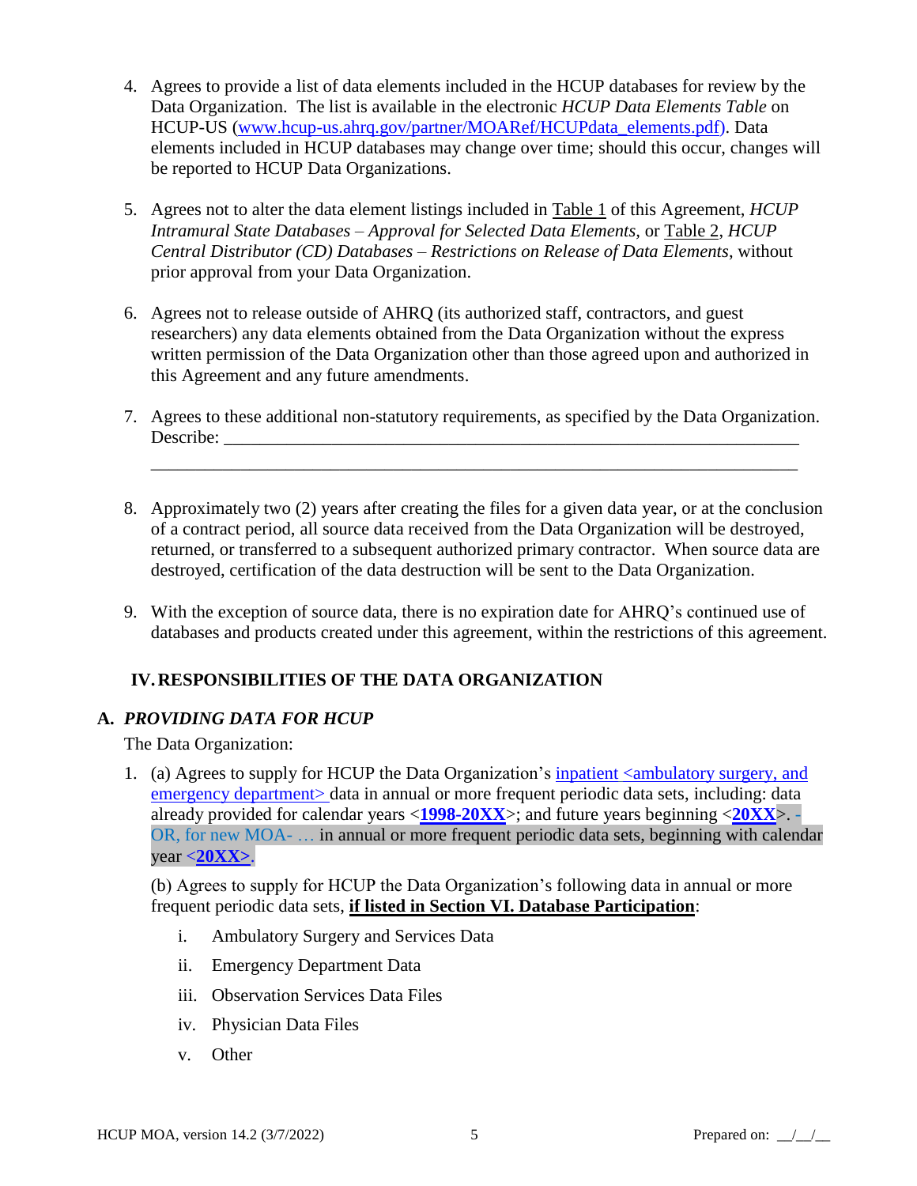4. Agrees to provide a list of data elements included in the HCUP databases for review by the Data Organization. The list is available in the electronic *HCUP Data Elements Table* on HCUP-US (www.hcup-us.ahrq.gov/partner/MOARef/HCUPdata_elements.pdf). Data elements included in HCUP databases may change over time; should this occur, changes will be reported to HCUP Data Organizations.

5. Agrees not to alter the data element listings included in Table 1 of this Agreement, *HCUP Intramural State Databases – Approval for Selected Data Elements,* or Table 2, *HCUP Central Distributor (CD) Databases – Restrictions on Release of Data Elements*, without prior approval from your Data Organization.

6. Agrees not to release outside of AHRQ (its authorized staff, contractors, and guest researchers) any data elements obtained from the Data Organization without the express written permission of the Data Organization other than those agreed upon and authorized in this Agreement and any future amendments.

7. Agrees to these additional non-statutory requirements, as specified by the Data Organization. Describe: ____________________________________________________________________

   ____________________________________________________________________________

8. Approximately two (2) years after creating the files for a given data year, or at the conclusion of a contract period, all source data received from the Data Organization will be destroyed, returned, or transferred to a subsequent authorized primary contractor. When source data are destroyed, certification of the data destruction will be sent to the Data Organization.

9. With the exception of source data, there is no expiration date for AHRQ's continued use of databases and products created under this agreement, within the restrictions of this agreement.

## IV. RESPONSIBILITIES OF THE DATA ORGANIZATION

### A. *PROVIDING DATA FOR HCUP*

The Data Organization:

1. (a) Agrees to supply for HCUP the Data Organization's inpatient <ambulatory surgery, and emergency department> data in annual or more frequent periodic data sets, including: data already provided for calendar years <**1998-20XX**>; and future years beginning <**20XX**>. -OR, for new MOA- … in annual or more frequent periodic data sets, beginning with calendar year <**20XX**>.

   (b) Agrees to supply for HCUP the Data Organization's following data in annual or more frequent periodic data sets, **if listed in Section VI. Database Participation**:

   i. Ambulatory Surgery and Services Data

   ii. Emergency Department Data

   iii. Observation Services Data Files

   iv. Physician Data Files

   v. Other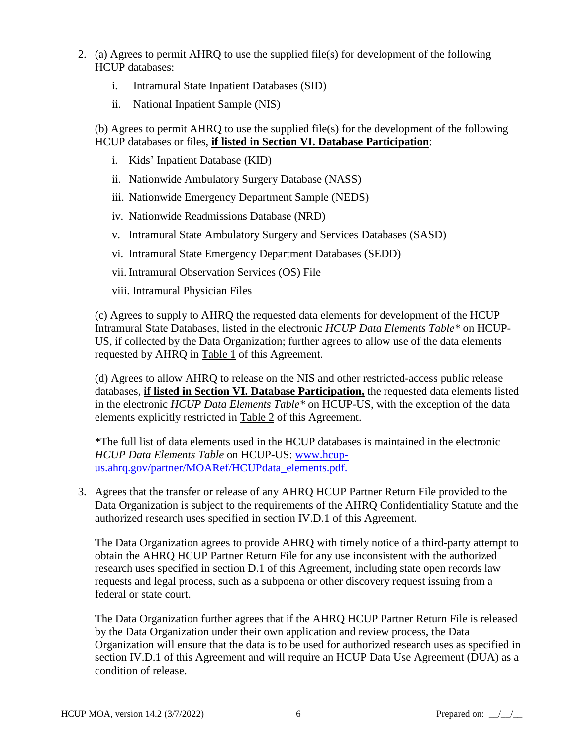2. (a) Agrees to permit AHRQ to use the supplied file(s) for development of the following HCUP databases:

   i. Intramural State Inpatient Databases (SID)

   ii. National Inpatient Sample (NIS)

   (b) Agrees to permit AHRQ to use the supplied file(s) for the development of the following HCUP databases or files, **if listed in Section VI. Database Participation**:

   i. Kids' Inpatient Database (KID)

   ii. Nationwide Ambulatory Surgery Database (NASS)

   iii. Nationwide Emergency Department Sample (NEDS)

   iv. Nationwide Readmissions Database (NRD)

   v. Intramural State Ambulatory Surgery and Services Databases (SASD)

   vi. Intramural State Emergency Department Databases (SEDD)

   vii. Intramural Observation Services (OS) File

   viii. Intramural Physician Files

   (c) Agrees to supply to AHRQ the requested data elements for development of the HCUP Intramural State Databases, listed in the electronic *HCUP Data Elements Table** on HCUP-US, if collected by the Data Organization; further agrees to allow use of the data elements requested by AHRQ in Table 1 of this Agreement.

   (d) Agrees to allow AHRQ to release on the NIS and other restricted-access public release databases, **if listed in Section VI. Database Participation,** the requested data elements listed in the electronic *HCUP Data Elements Table** on HCUP-US, with the exception of the data elements explicitly restricted in Table 2 of this Agreement.

   *The full list of data elements used in the HCUP databases is maintained in the electronic *HCUP Data Elements Table* on HCUP-US: www.hcup-us.ahrq.gov/partner/MOARef/HCUPdata_elements.pdf.

3. Agrees that the transfer or release of any AHRQ HCUP Partner Return File provided to the Data Organization is subject to the requirements of the AHRQ Confidentiality Statute and the authorized research uses specified in section IV.D.1 of this Agreement.

   The Data Organization agrees to provide AHRQ with timely notice of a third-party attempt to obtain the AHRQ HCUP Partner Return File for any use inconsistent with the authorized research uses specified in section D.1 of this Agreement, including state open records law requests and legal process, such as a subpoena or other discovery request issuing from a federal or state court.

   The Data Organization further agrees that if the AHRQ HCUP Partner Return File is released by the Data Organization under their own application and review process, the Data Organization will ensure that the data is to be used for authorized research uses as specified in section IV.D.1 of this Agreement and will require an HCUP Data Use Agreement (DUA) as a condition of release.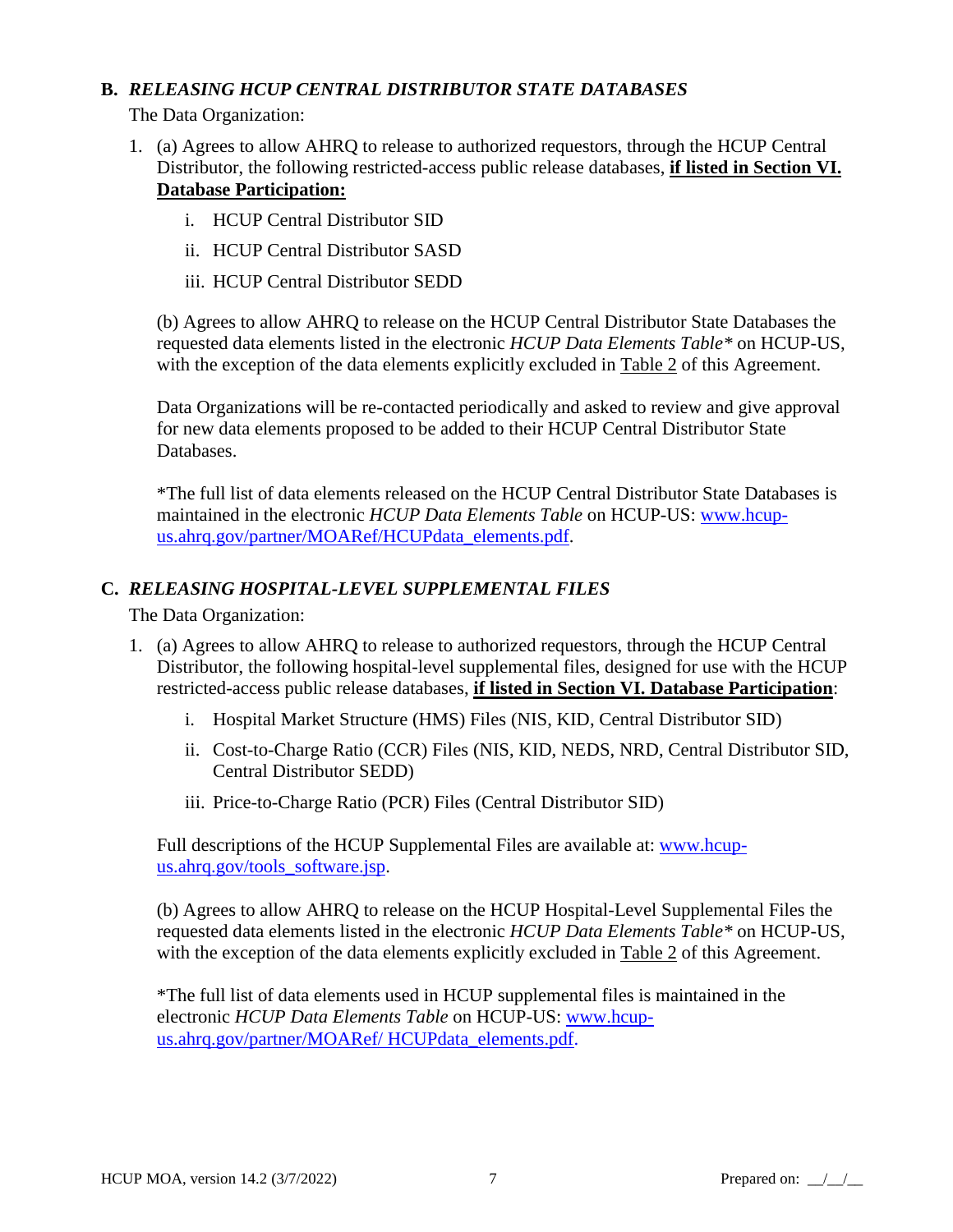## B. *RELEASING HCUP CENTRAL DISTRIBUTOR STATE DATABASES*

The Data Organization:

1. (a) Agrees to allow AHRQ to release to authorized requestors, through the HCUP Central Distributor, the following restricted-access public release databases, **if listed in Section VI. Database Participation:**

   i. HCUP Central Distributor SID

   ii. HCUP Central Distributor SASD

   iii. HCUP Central Distributor SEDD

   (b) Agrees to allow AHRQ to release on the HCUP Central Distributor State Databases the requested data elements listed in the electronic *HCUP Data Elements Table** on HCUP-US, with the exception of the data elements explicitly excluded in Table 2 of this Agreement.

   Data Organizations will be re-contacted periodically and asked to review and give approval for new data elements proposed to be added to their HCUP Central Distributor State Databases.

   *The full list of data elements released on the HCUP Central Distributor State Databases is maintained in the electronic *HCUP Data Elements Table* on HCUP-US: [www.hcup-us.ahrq.gov/partner/MOARef/HCUPdata_elements.pdf](www.hcup-us.ahrq.gov/partner/MOARef/HCUPdata_elements.pdf).

## C. *RELEASING HOSPITAL-LEVEL SUPPLEMENTAL FILES*

The Data Organization:

1. (a) Agrees to allow AHRQ to release to authorized requestors, through the HCUP Central Distributor, the following hospital-level supplemental files, designed for use with the HCUP restricted-access public release databases, **if listed in Section VI. Database Participation**:

   i. Hospital Market Structure (HMS) Files (NIS, KID, Central Distributor SID)

   ii. Cost-to-Charge Ratio (CCR) Files (NIS, KID, NEDS, NRD, Central Distributor SID, Central Distributor SEDD)

   iii. Price-to-Charge Ratio (PCR) Files (Central Distributor SID)

   Full descriptions of the HCUP Supplemental Files are available at: [www.hcup-us.ahrq.gov/tools_software.jsp](www.hcup-us.ahrq.gov/tools_software.jsp).

   (b) Agrees to allow AHRQ to release on the HCUP Hospital-Level Supplemental Files the requested data elements listed in the electronic *HCUP Data Elements Table** on HCUP-US, with the exception of the data elements explicitly excluded in Table 2 of this Agreement.

   *The full list of data elements used in HCUP supplemental files is maintained in the electronic *HCUP Data Elements Table* on HCUP-US: [www.hcup-us.ahrq.gov/partner/MOARef/ HCUPdata_elements.pdf](www.hcup-us.ahrq.gov/partner/MOARef/HCUPdata_elements.pdf).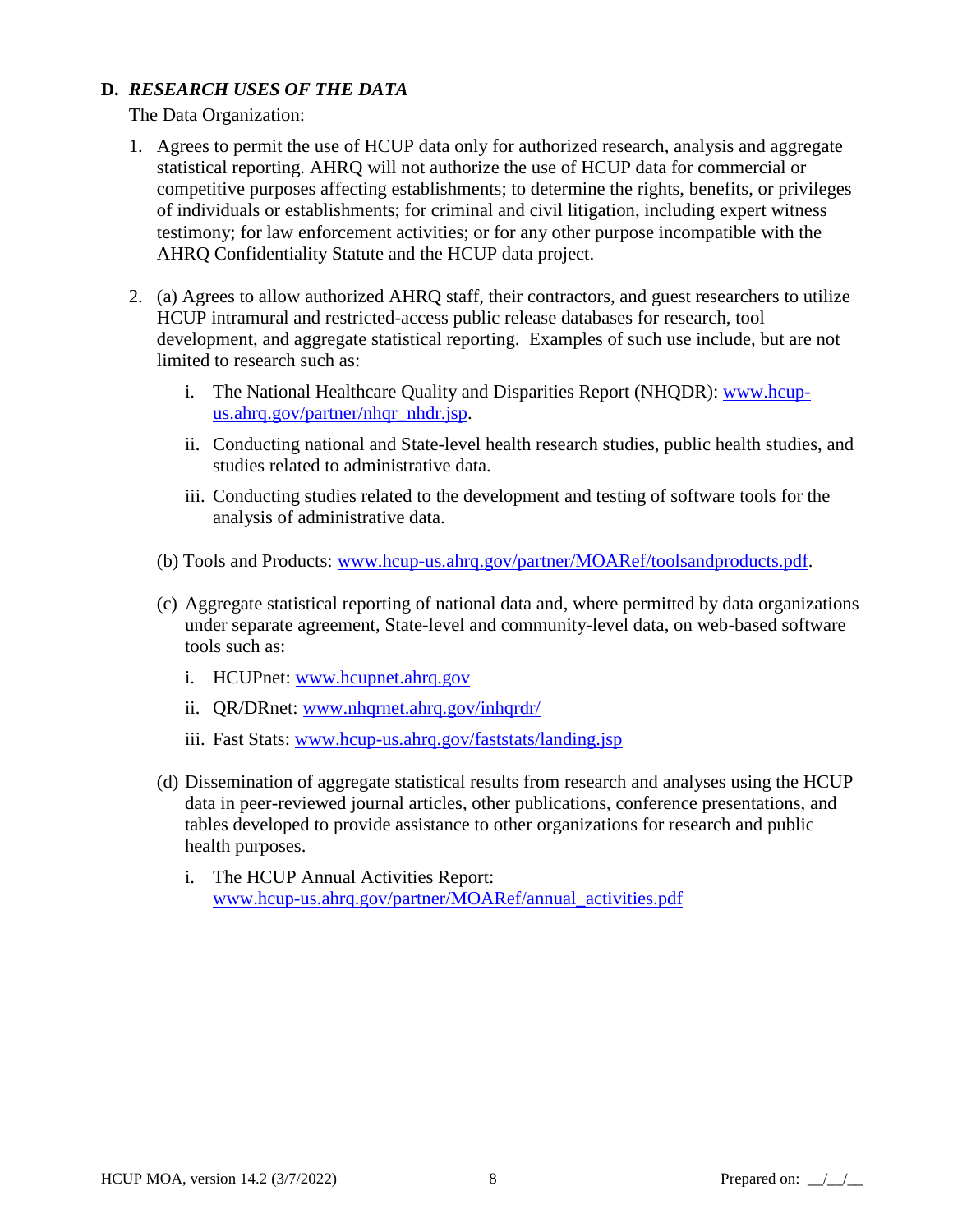## D. *RESEARCH USES OF THE DATA*

The Data Organization:

1. Agrees to permit the use of HCUP data only for authorized research, analysis and aggregate statistical reporting. AHRQ will not authorize the use of HCUP data for commercial or competitive purposes affecting establishments; to determine the rights, benefits, or privileges of individuals or establishments; for criminal and civil litigation, including expert witness testimony; for law enforcement activities; or for any other purpose incompatible with the AHRQ Confidentiality Statute and the HCUP data project.

2. (a) Agrees to allow authorized AHRQ staff, their contractors, and guest researchers to utilize HCUP intramural and restricted-access public release databases for research, tool development, and aggregate statistical reporting. Examples of such use include, but are not limited to research such as:

   i. The National Healthcare Quality and Disparities Report (NHQDR): www.hcup-us.ahrq.gov/partner/nhqr_nhdr.jsp.

   ii. Conducting national and State-level health research studies, public health studies, and studies related to administrative data.

   iii. Conducting studies related to the development and testing of software tools for the analysis of administrative data.

   (b) Tools and Products: www.hcup-us.ahrq.gov/partner/MOARef/toolsandproducts.pdf.

   (c) Aggregate statistical reporting of national data and, where permitted by data organizations under separate agreement, State-level and community-level data, on web-based software tools such as:

   i. HCUPnet: www.hcupnet.ahrq.gov

   ii. QR/DRnet: www.nhqrnet.ahrq.gov/inhqrdr/

   iii. Fast Stats: www.hcup-us.ahrq.gov/faststats/landing.jsp

   (d) Dissemination of aggregate statistical results from research and analyses using the HCUP data in peer-reviewed journal articles, other publications, conference presentations, and tables developed to provide assistance to other organizations for research and public health purposes.

   i. The HCUP Annual Activities Report: www.hcup-us.ahrq.gov/partner/MOARef/annual_activities.pdf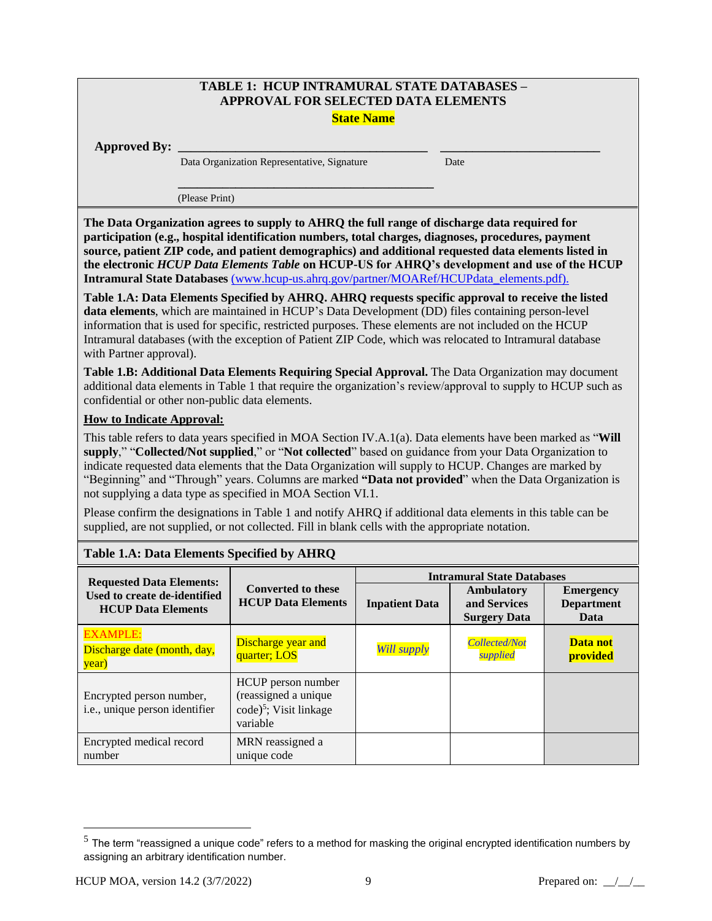## TABLE 1: HCUP INTRAMURAL STATE DATABASES – APPROVAL FOR SELECTED DATA ELEMENTS

**State Name**

**Approved By:** ______________________________________ ________________________

Data Organization Representative, Signature Date

______________________________________

(Please Print)

**The Data Organization agrees to supply to AHRQ the full range of discharge data required for participation (e.g., hospital identification numbers, total charges, diagnoses, procedures, payment source, patient ZIP code, and patient demographics) and additional requested data elements listed in the electronic *HCUP Data Elements Table* on HCUP-US for AHRQ's development and use of the HCUP Intramural State Databases** (www.hcup-us.ahrq.gov/partner/MOARef/HCUPdata_elements.pdf).

**Table 1.A: Data Elements Specified by AHRQ. AHRQ requests specific approval to receive the listed data elements**, which are maintained in HCUP's Data Development (DD) files containing person-level information that is used for specific, restricted purposes. These elements are not included on the HCUP Intramural databases (with the exception of Patient ZIP Code, which was relocated to Intramural database with Partner approval).

**Table 1.B: Additional Data Elements Requiring Special Approval.** The Data Organization may document additional data elements in Table 1 that require the organization's review/approval to supply to HCUP such as confidential or other non-public data elements.

**How to Indicate Approval:**

This table refers to data years specified in MOA Section IV.A.1(a). Data elements have been marked as "**Will supply**," "**Collected/Not supplied**," or "**Not collected**" based on guidance from your Data Organization to indicate requested data elements that the Data Organization will supply to HCUP. Changes are marked by "Beginning" and "Through" years. Columns are marked **"Data not provided**" when the Data Organization is not supplying a data type as specified in MOA Section VI.1.

Please confirm the designations in Table 1 and notify AHRQ if additional data elements in this table can be supplied, are not supplied, or not collected. Fill in blank cells with the appropriate notation.

### Table 1.A: Data Elements Specified by AHRQ

| Requested Data Elements: Used to create de-identified HCUP Data Elements | Converted to these HCUP Data Elements | Intramural State Databases | | |
|---|---|---|---|---|
| | | **Inpatient Data** | **Ambulatory and Services Surgery Data** | **Emergency Department Data** |
| EXAMPLE: Discharge date (month, day, year) | Discharge year and quarter; LOS | *Will supply* | *Collected/Not supplied* | **Data not provided** |
| Encrypted person number, i.e., unique person identifier | HCUP person number (reassigned a unique code)[5]; Visit linkage variable | | | |
| Encrypted medical record number | MRN reassigned a unique code | | | |

[5] The term "reassigned a unique code" refers to a method for masking the original encrypted identification numbers by assigning an arbitrary identification number.

HCUP MOA, version 14.2 (3/7/2022) Prepared on: __/__/__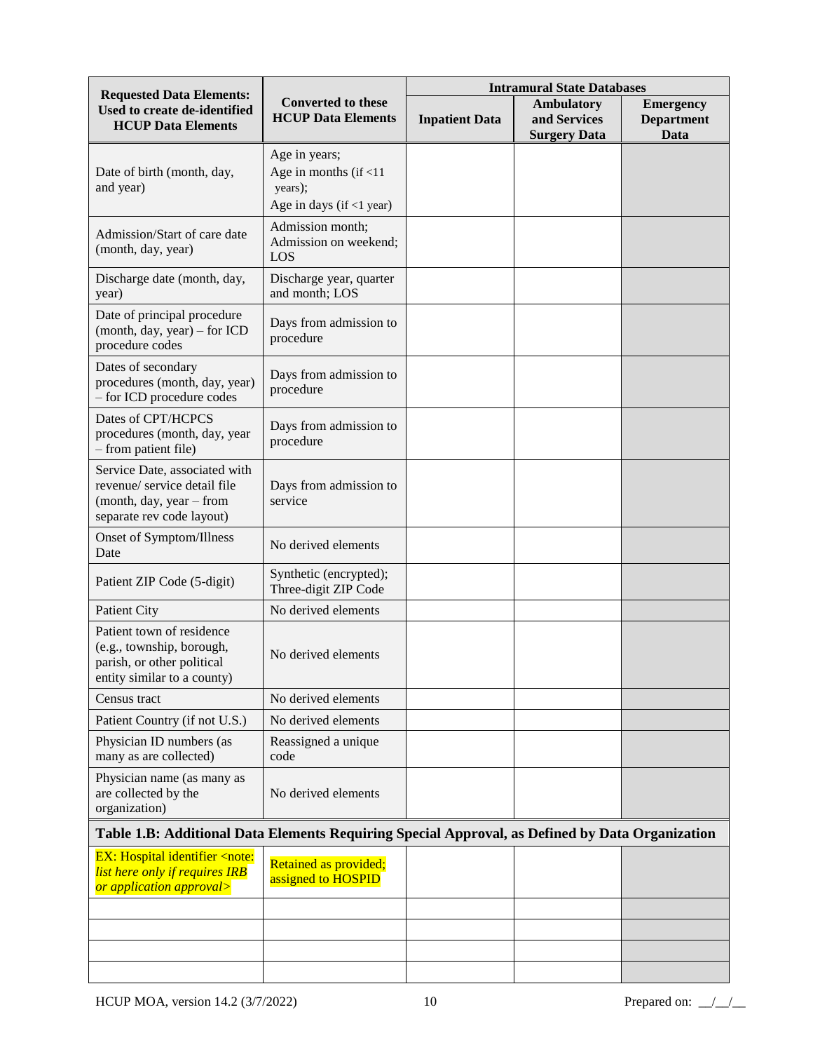| Requested Data Elements: Used to create de-identified HCUP Data Elements | Converted to these HCUP Data Elements | Intramural State Databases | | |
|---|---|---|---|---|
| | | Inpatient Data | Ambulatory and Services Surgery Data | Emergency Department Data |
| Date of birth (month, day, and year) | Age in years; Age in months (if <11 years); Age in days (if <1 year) | | | |
| Admission/Start of care date (month, day, year) | Admission month; Admission on weekend; LOS | | | |
| Discharge date (month, day, year) | Discharge year, quarter and month; LOS | | | |
| Date of principal procedure (month, day, year) – for ICD procedure codes | Days from admission to procedure | | | |
| Dates of secondary procedures (month, day, year) – for ICD procedure codes | Days from admission to procedure | | | |
| Dates of CPT/HCPCS procedures (month, day, year – from patient file) | Days from admission to procedure | | | |
| Service Date, associated with revenue/ service detail file (month, day, year – from separate rev code layout) | Days from admission to service | | | |
| Onset of Symptom/Illness Date | No derived elements | | | |
| Patient ZIP Code (5-digit) | Synthetic (encrypted); Three-digit ZIP Code | | | |
| Patient City | No derived elements | | | |
| Patient town of residence (e.g., township, borough, parish, or other political entity similar to a county) | No derived elements | | | |
| Census tract | No derived elements | | | |
| Patient Country (if not U.S.) | No derived elements | | | |
| Physician ID numbers (as many as are collected) | Reassigned a unique code | | | |
| Physician name (as many as are collected by the organization) | No derived elements | | | |
| **Table 1.B: Additional Data Elements Requiring Special Approval, as Defined by Data Organization** | | | | |
| EX: Hospital identifier <note: *list here only if requires IRB or application approval*> | Retained as provided; assigned to HOSPID | | | |
| | | | | |
| | | | | |
| | | | | |
| | | | | |

HCUP MOA, version 14.2 (3/7/2022) Prepared on: __/__/__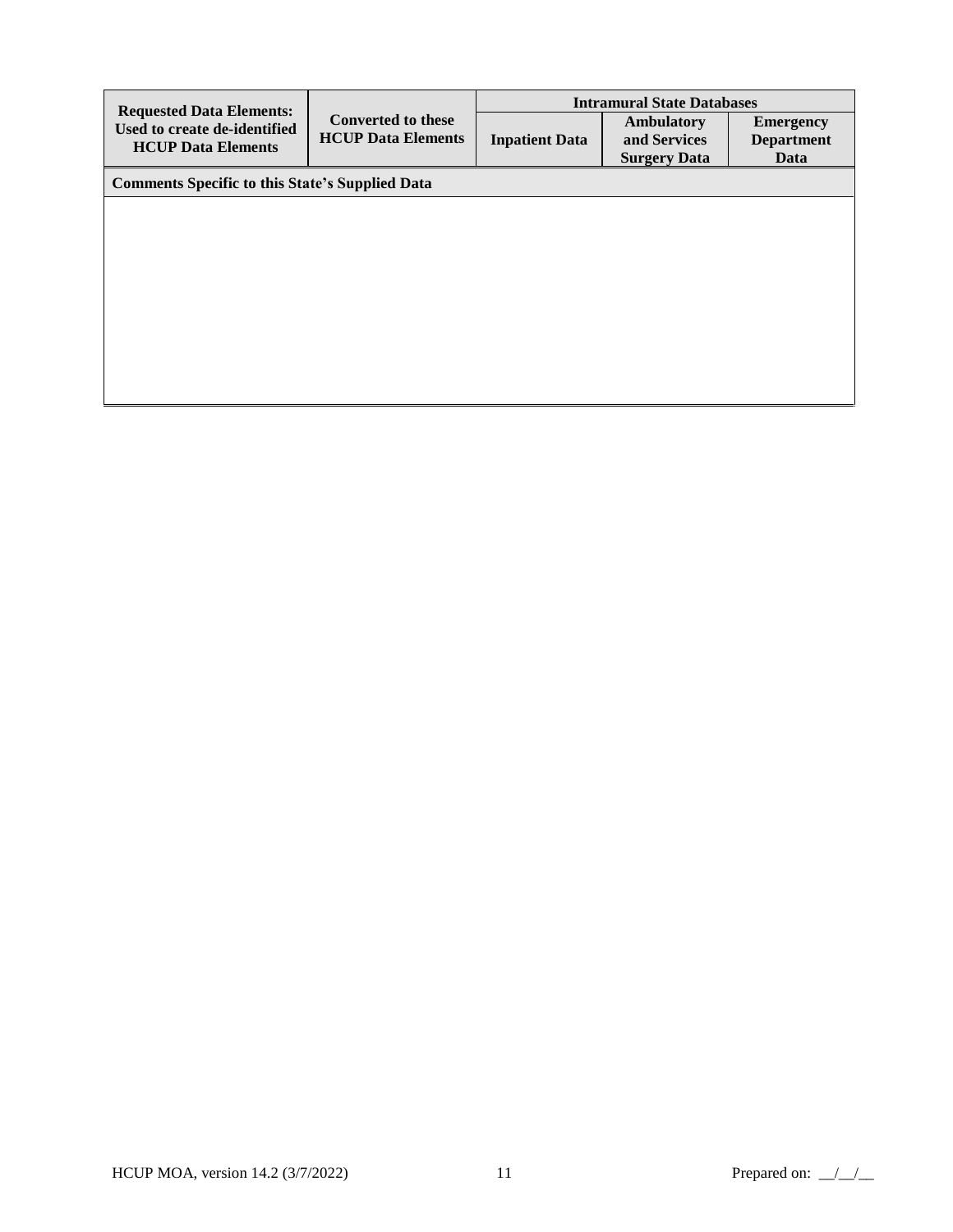| Requested Data Elements: Used to create de-identified HCUP Data Elements | Converted to these HCUP Data Elements | Intramural State Databases | | |
|---|---|---|---|---|
| | | Inpatient Data | Ambulatory and Services Surgery Data | Emergency Department Data |
| **Comments Specific to this State's Supplied Data** | | | | |
| | | | | |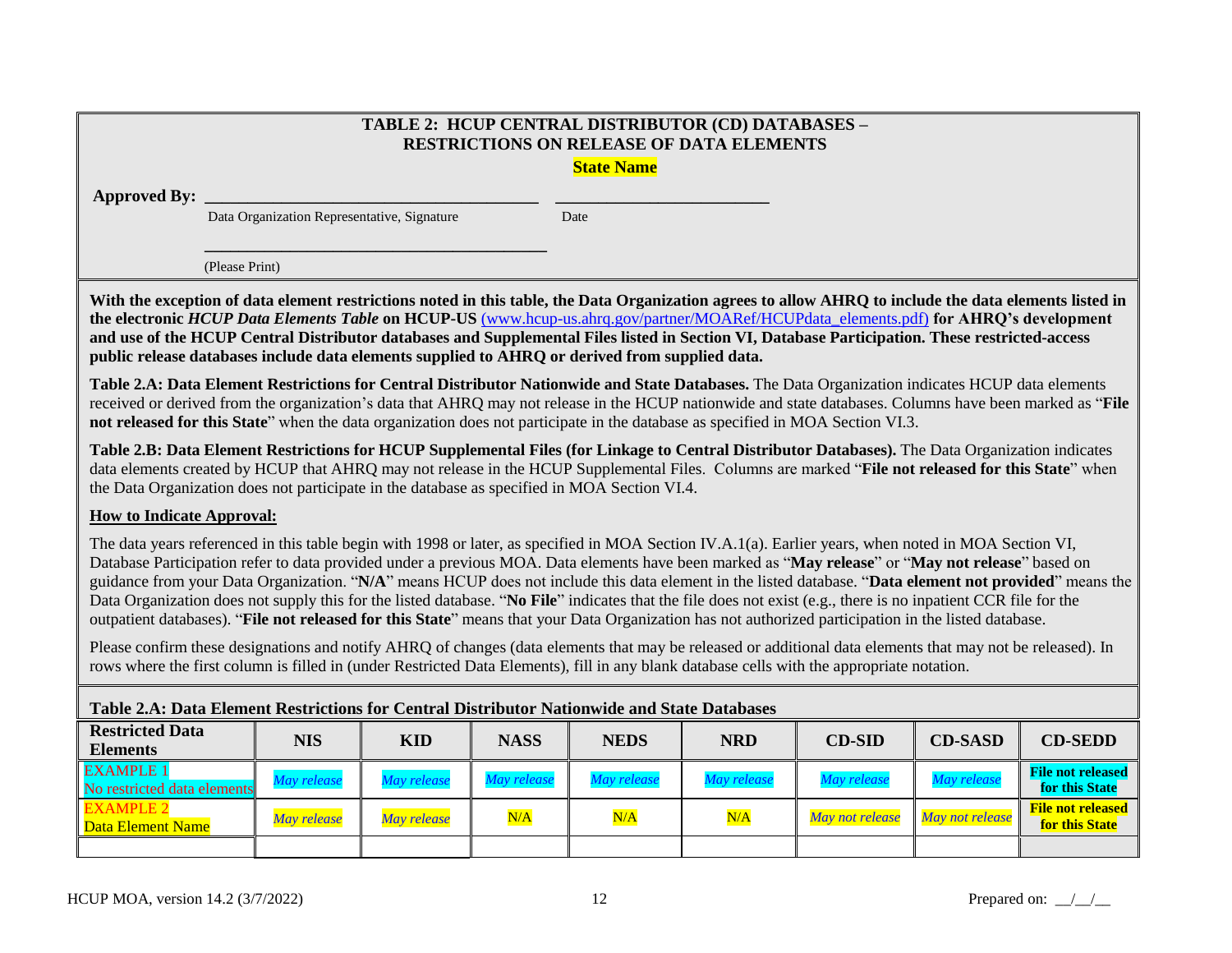**TABLE 2: HCUP CENTRAL DISTRIBUTOR (CD) DATABASES – RESTRICTIONS ON RELEASE OF DATA ELEMENTS**

**State Name**

**Approved By:** ________________________________________ ________________________

Data Organization Representative, Signature Date

__________________________________________

(Please Print)

**With the exception of data element restrictions noted in this table, the Data Organization agrees to allow AHRQ to include the data elements listed in the electronic *HCUP Data Elements Table* on HCUP-US** [(www.hcup-us.ahrq.gov/partner/MOARef/HCUPdata_elements.pdf)](www.hcup-us.ahrq.gov/partner/MOARef/HCUPdata_elements.pdf) **for AHRQ's development and use of the HCUP Central Distributor databases and Supplemental Files listed in Section VI, Database Participation. These restricted-access public release databases include data elements supplied to AHRQ or derived from supplied data.**

**Table 2.A: Data Element Restrictions for Central Distributor Nationwide and State Databases.** The Data Organization indicates HCUP data elements received or derived from the organization's data that AHRQ may not release in the HCUP nationwide and state databases. Columns have been marked as "**File not released for this State**" when the data organization does not participate in the database as specified in MOA Section VI.3.

**Table 2.B: Data Element Restrictions for HCUP Supplemental Files (for Linkage to Central Distributor Databases).** The Data Organization indicates data elements created by HCUP that AHRQ may not release in the HCUP Supplemental Files. Columns are marked "**File not released for this State**" when the Data Organization does not participate in the database as specified in MOA Section VI.4.

**How to Indicate Approval:**

The data years referenced in this table begin with 1998 or later, as specified in MOA Section IV.A.1(a). Earlier years, when noted in MOA Section VI, Database Participation refer to data provided under a previous MOA. Data elements have been marked as "**May release**" or "**May not release**" based on guidance from your Data Organization. "**N/A**" means HCUP does not include this data element in the listed database. "**Data element not provided**" means the Data Organization does not supply this for the listed database. "**No File**" indicates that the file does not exist (e.g., there is no inpatient CCR file for the outpatient databases). "**File not released for this State**" means that your Data Organization has not authorized participation in the listed database.

Please confirm these designations and notify AHRQ of changes (data elements that may be released or additional data elements that may not be released). In rows where the first column is filled in (under Restricted Data Elements), fill in any blank database cells with the appropriate notation.

**Table 2.A: Data Element Restrictions for Central Distributor Nationwide and State Databases**

| Restricted Data Elements | NIS | KID | NASS | NEDS | NRD | CD-SID | CD-SASD | CD-SEDD |
|---|---|---|---|---|---|---|---|---|
| EXAMPLE 1<br>No restricted data elements | *May release* | *May release* | *May release* | *May release* | *May release* | *May release* | *May release* | **File not released for this State** |
| EXAMPLE 2<br>Data Element Name | *May release* | *May release* | N/A | N/A | N/A | *May not release* | *May not release* | **File not released for this State** |
| | | | | | | | | |

Prepared on: __/__/__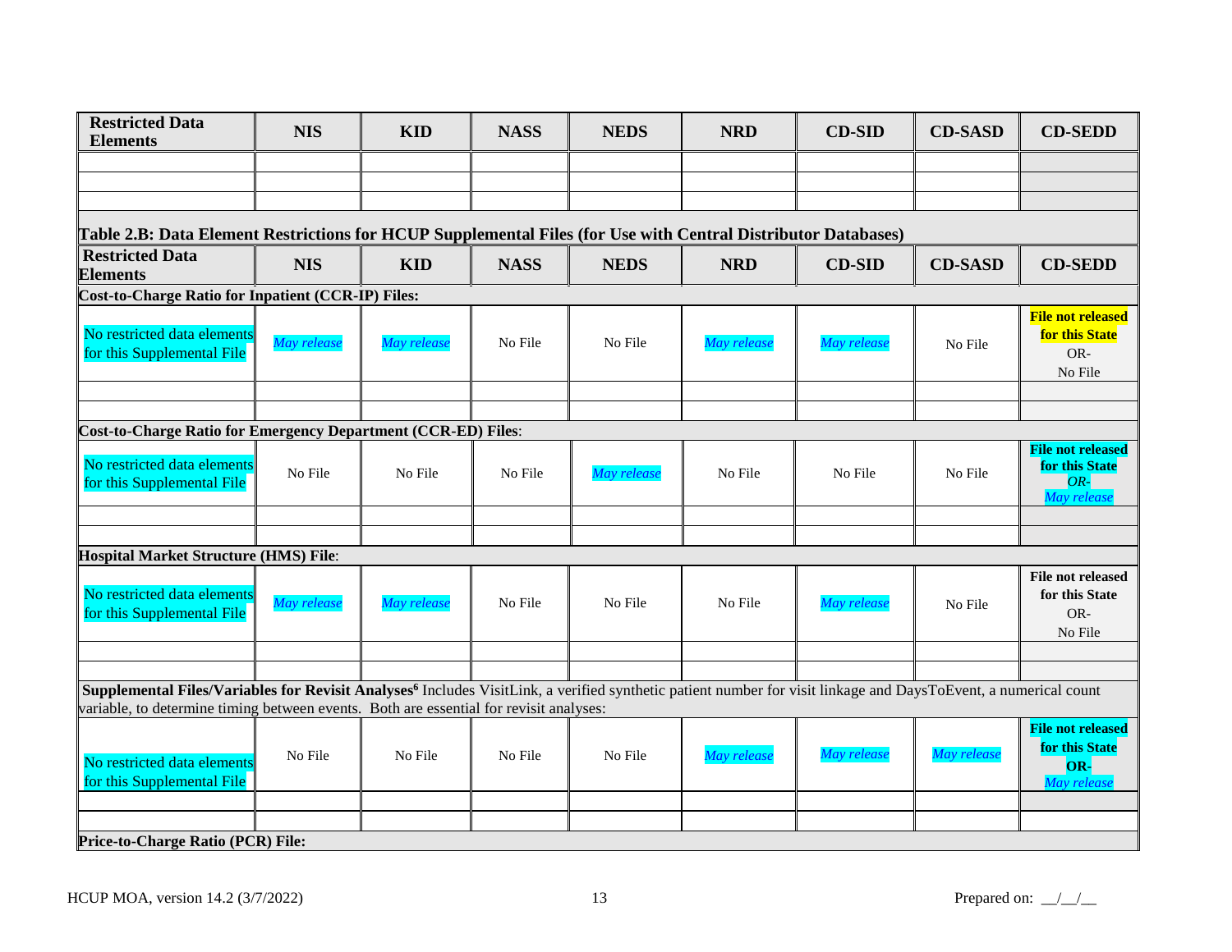| Restricted Data Elements | NIS | KID | NASS | NEDS | NRD | CD-SID | CD-SASD | CD-SEDD |
|---|---|---|---|---|---|---|---|---|
| | | | | | | | | |
| | | | | | | | | |
| | | | | | | | | |

**Table 2.B: Data Element Restrictions for HCUP Supplemental Files (for Use with Central Distributor Databases)**

| Restricted Data Elements | NIS | KID | NASS | NEDS | NRD | CD-SID | CD-SASD | CD-SEDD |
|---|---|---|---|---|---|---|---|---|
| **Cost-to-Charge Ratio for Inpatient (CCR-IP) Files:** | | | | | | | | |
| No restricted data elements for this Supplemental File | *May release* | *May release* | No File | No File | *May release* | *May release* | No File | **File not released for this State** OR- No File |
| | | | | | | | | |
| | | | | | | | | |
| **Cost-to-Charge Ratio for Emergency Department (CCR-ED) Files**: | | | | | | | | |
| No restricted data elements for this Supplemental File | No File | No File | No File | *May release* | No File | No File | No File | **File not released for this State** *OR-* *May release* |
| | | | | | | | | |
| | | | | | | | | |
| **Hospital Market Structure (HMS) File**: | | | | | | | | |
| No restricted data elements for this Supplemental File | *May release* | *May release* | No File | No File | No File | *May release* | No File | **File not released for this State** OR- No File |
| | | | | | | | | |
| | | | | | | | | |
| **Supplemental Files/Variables for Revisit Analyses**[6] Includes VisitLink, a verified synthetic patient number for visit linkage and DaysToEvent, a numerical count variable, to determine timing between events. Both are essential for revisit analyses: | | | | | | | | |
| No restricted data elements for this Supplemental File | No File | No File | No File | No File | *May release* | *May release* | *May release* | **File not released for this State** **OR-** *May release* |
| | | | | | | | | |
| | | | | | | | | |
| **Price-to-Charge Ratio (PCR) File:** | | | | | | | | |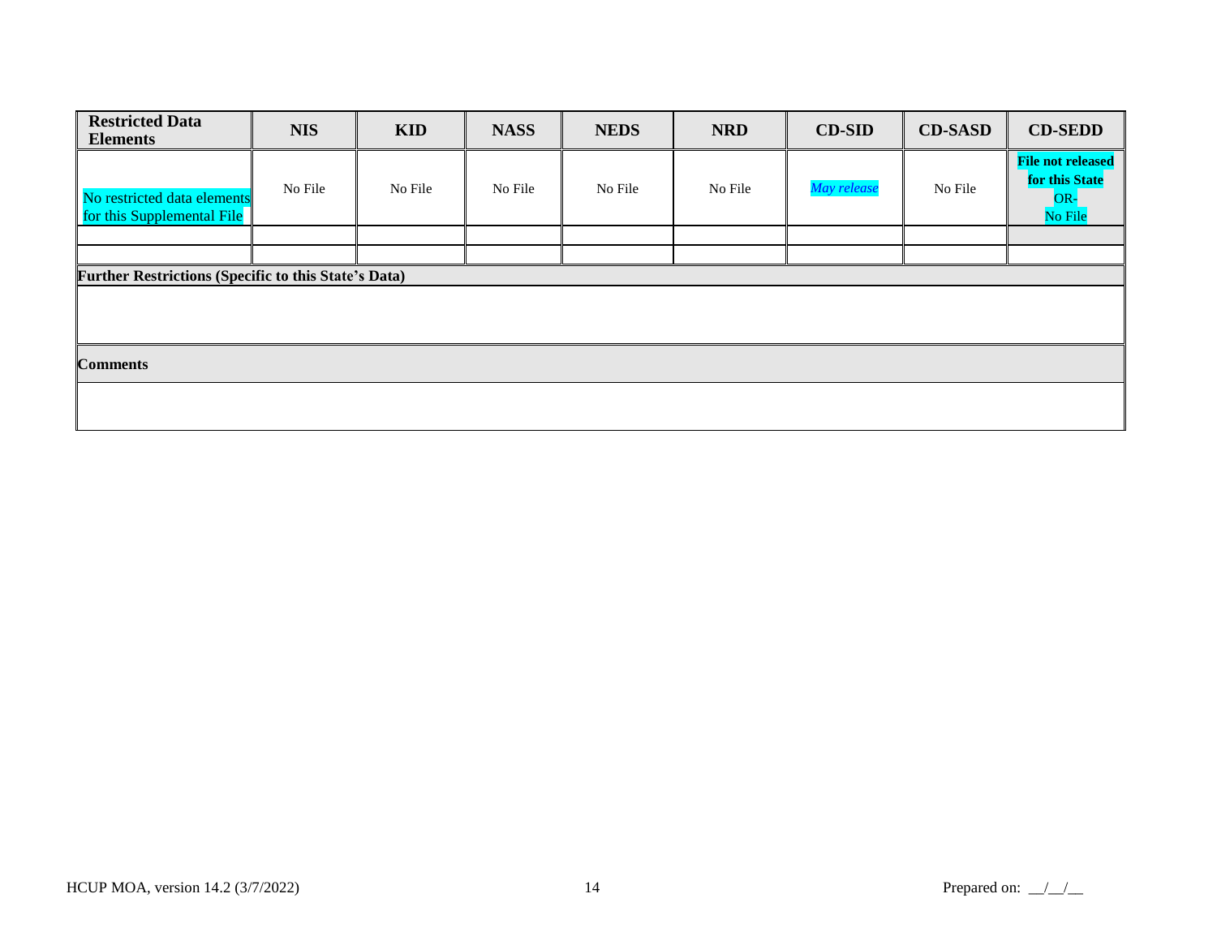| Restricted Data Elements | NIS | KID | NASS | NEDS | NRD | CD-SID | CD-SASD | CD-SEDD |
|---|---|---|---|---|---|---|---|---|
| No restricted data elements for this Supplemental File | No File | No File | No File | No File | No File | *May release* | No File | **File not released for this State** -OR- No File |
| | | | | | | | | |
| | | | | | | | | |

| **Further Restrictions (Specific to this State's Data)** |
|---|
| |

| **Comments** |
|---|
| |

Prepared on: __/__/__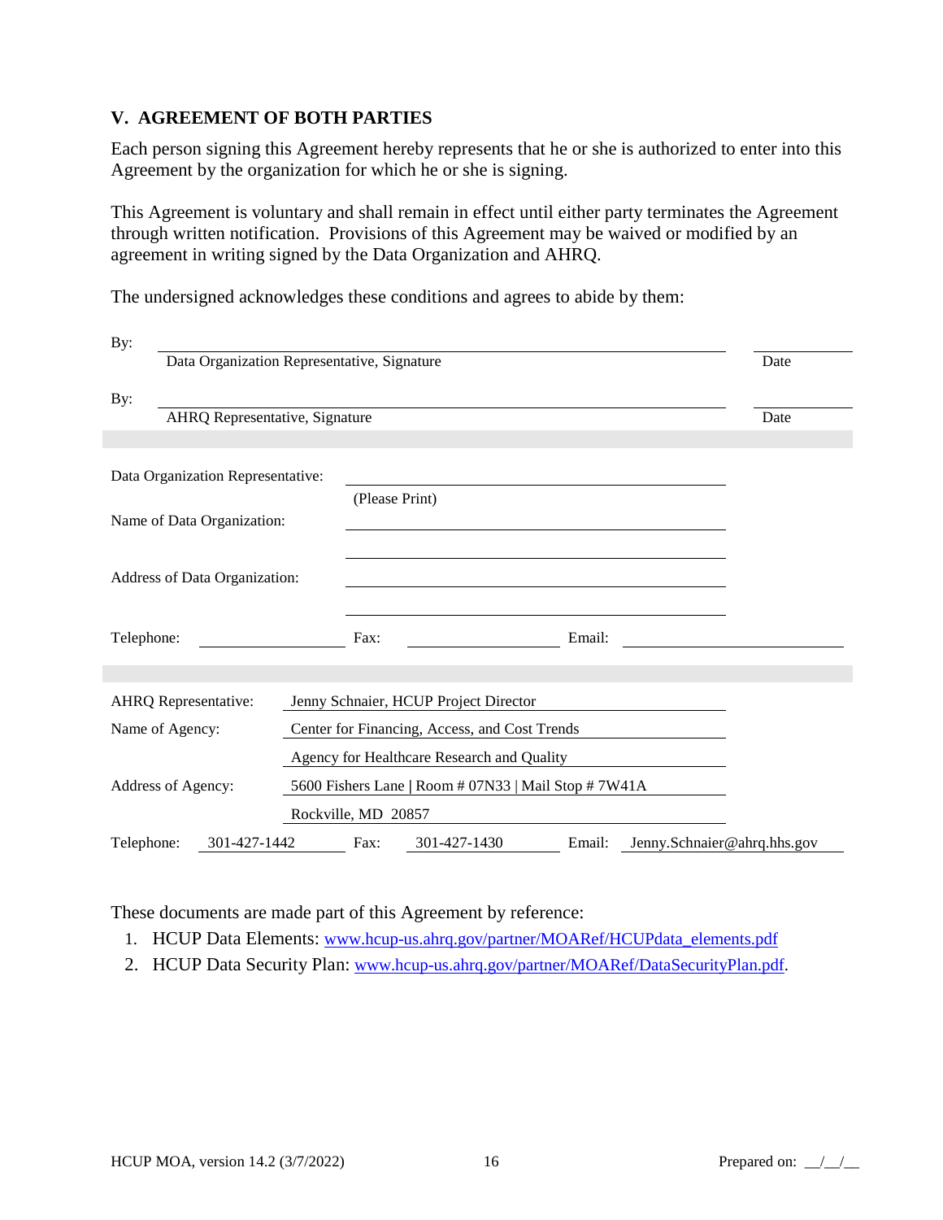## V. AGREEMENT OF BOTH PARTIES

Each person signing this Agreement hereby represents that he or she is authorized to enter into this Agreement by the organization for which he or she is signing.

This Agreement is voluntary and shall remain in effect until either party terminates the Agreement through written notification. Provisions of this Agreement may be waived or modified by an agreement in writing signed by the Data Organization and AHRQ.

The undersigned acknowledges these conditions and agrees to abide by them:

By: ______________________________________________ ____________
Data Organization Representative, Signature — Date

By: ______________________________________________ ____________
AHRQ Representative, Signature — Date

Data Organization Representative: ______________________________________________
(Please Print)

Name of Data Organization: ______________________________________________

______________________________________________

Address of Data Organization: ______________________________________________

______________________________________________

Telephone: ______________ Fax: ______________ Email: ______________________

| | |
|---|---|
| AHRQ Representative: | Jenny Schnaier, HCUP Project Director |
| Name of Agency: | Center for Financing, Access, and Cost Trends |
| | Agency for Healthcare Research and Quality |
| Address of Agency: | 5600 Fishers Lane \| Room # 07N33 \| Mail Stop # 7W41A |
| | Rockville, MD 20857 |

Telephone: 301-427-1442 Fax: 301-427-1430 Email: Jenny.Schnaier@ahrq.hhs.gov

These documents are made part of this Agreement by reference:

1. HCUP Data Elements: www.hcup-us.ahrq.gov/partner/MOARef/HCUPdata_elements.pdf
2. HCUP Data Security Plan: www.hcup-us.ahrq.gov/partner/MOARef/DataSecurityPlan.pdf.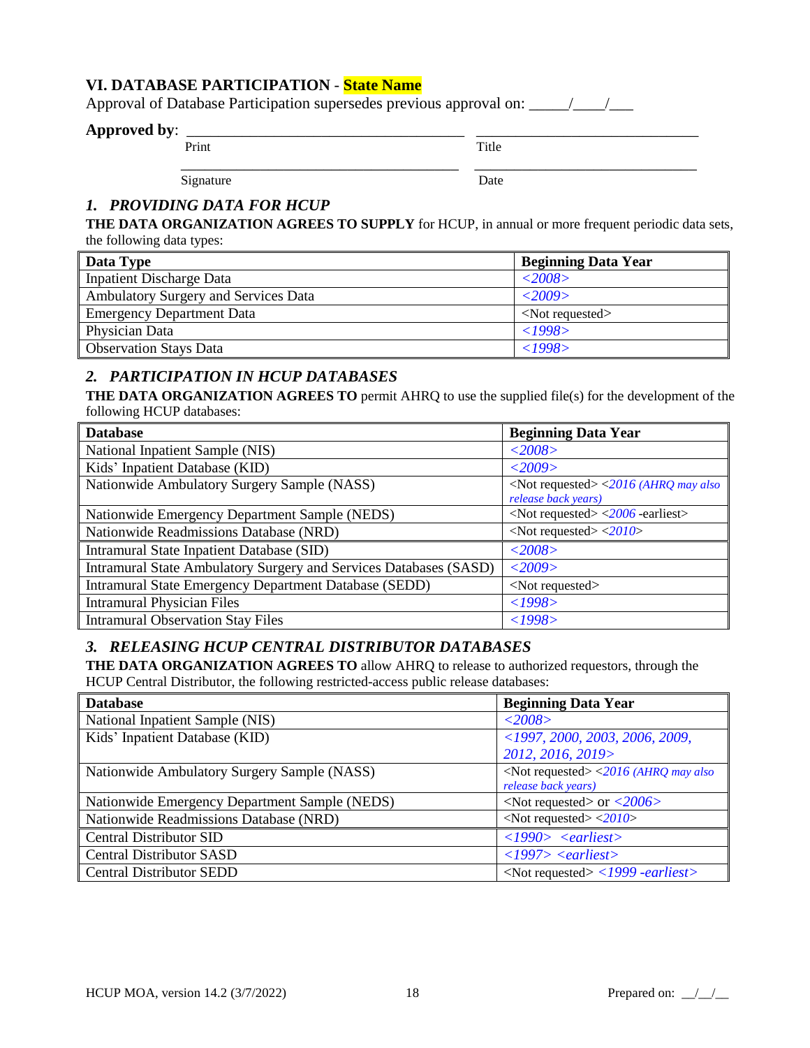## VI. DATABASE PARTICIPATION - State Name

Approval of Database Participation supersedes previous approval on: _____/____/___

**Approved by**: ___________________________________ ____________________________

Print Title

___________________________________ ____________________________

Signature Date

### *1. PROVIDING DATA FOR HCUP*

**THE DATA ORGANIZATION AGREES TO SUPPLY** for HCUP, in annual or more frequent periodic data sets, the following data types:

| Data Type | Beginning Data Year |
|---|---|
| Inpatient Discharge Data | *<2008>* |
| Ambulatory Surgery and Services Data | *<2009>* |
| Emergency Department Data | <Not requested> |
| Physician Data | *<1998>* |
| Observation Stays Data | *<1998>* |

### *2. PARTICIPATION IN HCUP DATABASES*

**THE DATA ORGANIZATION AGREES TO** permit AHRQ to use the supplied file(s) for the development of the following HCUP databases:

| Database | Beginning Data Year |
|---|---|
| National Inpatient Sample (NIS) | *<2008>* |
| Kids' Inpatient Database (KID) | *<2009>* |
| Nationwide Ambulatory Surgery Sample (NASS) | <Not requested> *<2016 (AHRQ may also release back years)* |
| Nationwide Emergency Department Sample (NEDS) | <Not requested> *<2006* -earliest> |
| Nationwide Readmissions Database (NRD) | <Not requested> *<2010>* |
| Intramural State Inpatient Database (SID) | *<2008>* |
| Intramural State Ambulatory Surgery and Services Databases (SASD) | *<2009>* |
| Intramural State Emergency Department Database (SEDD) | <Not requested> |
| Intramural Physician Files | *<1998>* |
| Intramural Observation Stay Files | *<1998>* |

### *3. RELEASING HCUP CENTRAL DISTRIBUTOR DATABASES*

**THE DATA ORGANIZATION AGREES TO** allow AHRQ to release to authorized requestors, through the HCUP Central Distributor, the following restricted-access public release databases:

| Database | Beginning Data Year |
|---|---|
| National Inpatient Sample (NIS) | *<2008>* |
| Kids' Inpatient Database (KID) | *<1997, 2000, 2003, 2006, 2009, 2012, 2016, 2019>* |
| Nationwide Ambulatory Surgery Sample (NASS) | <Not requested> *<2016 (AHRQ may also release back years)* |
| Nationwide Emergency Department Sample (NEDS) | <Not requested> or *<2006>* |
| Nationwide Readmissions Database (NRD) | <Not requested> *<2010>* |
| Central Distributor SID | *<1990> <earliest>* |
| Central Distributor SASD | *<1997> <earliest>* |
| Central Distributor SEDD | <Not requested> *<1999 -earliest>* |

HCUP MOA, version 14.2 (3/7/2022) Prepared on: __/__/__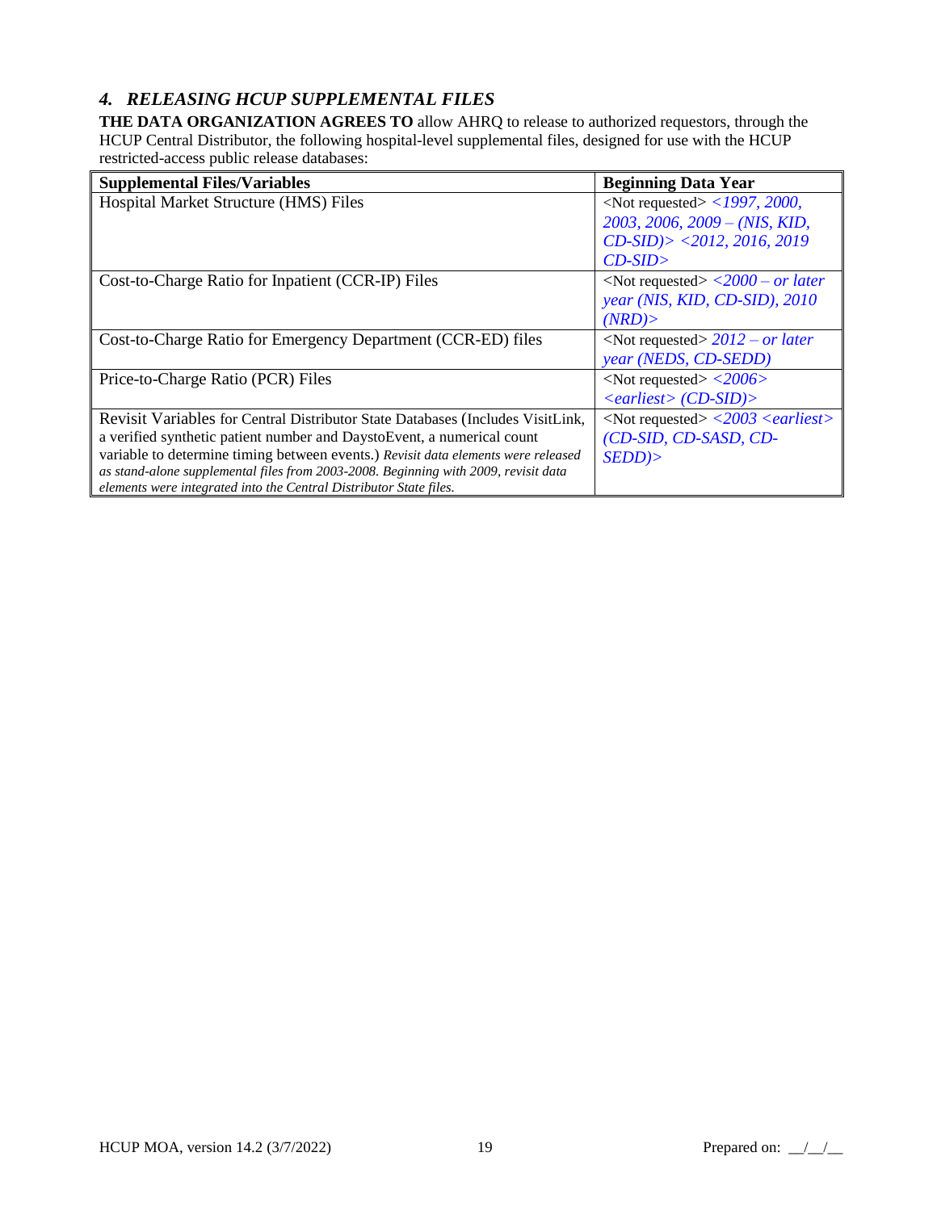### 4. *RELEASING HCUP SUPPLEMENTAL FILES*

**THE DATA ORGANIZATION AGREES TO** allow AHRQ to release to authorized requestors, through the HCUP Central Distributor, the following hospital-level supplemental files, designed for use with the HCUP restricted-access public release databases:

| **Supplemental Files/Variables** | **Beginning Data Year** |
|---|---|
| Hospital Market Structure (HMS) Files | <Not requested> *<1997, 2000, 2003, 2006, 2009 – (NIS, KID, CD-SID)> <2012, 2016, 2019 CD-SID>* |
| Cost-to-Charge Ratio for Inpatient (CCR-IP) Files | <Not requested> *<2000 – or later year (NIS, KID, CD-SID), 2010 (NRD)>* |
| Cost-to-Charge Ratio for Emergency Department (CCR-ED) files | <Not requested> *2012 – or later year (NEDS, CD-SEDD)* |
| Price-to-Charge Ratio (PCR) Files | <Not requested> *<2006> <earliest> (CD-SID)>* |
| Revisit Variables for Central Distributor State Databases (Includes VisitLink, a verified synthetic patient number and DaystoEvent, a numerical count variable to determine timing between events.) *Revisit data elements were released as stand-alone supplemental files from 2003-2008. Beginning with 2009, revisit data elements were integrated into the Central Distributor State files.* | <Not requested> *<2003 <earliest> (CD-SID, CD-SASD, CD-SEDD)>* |